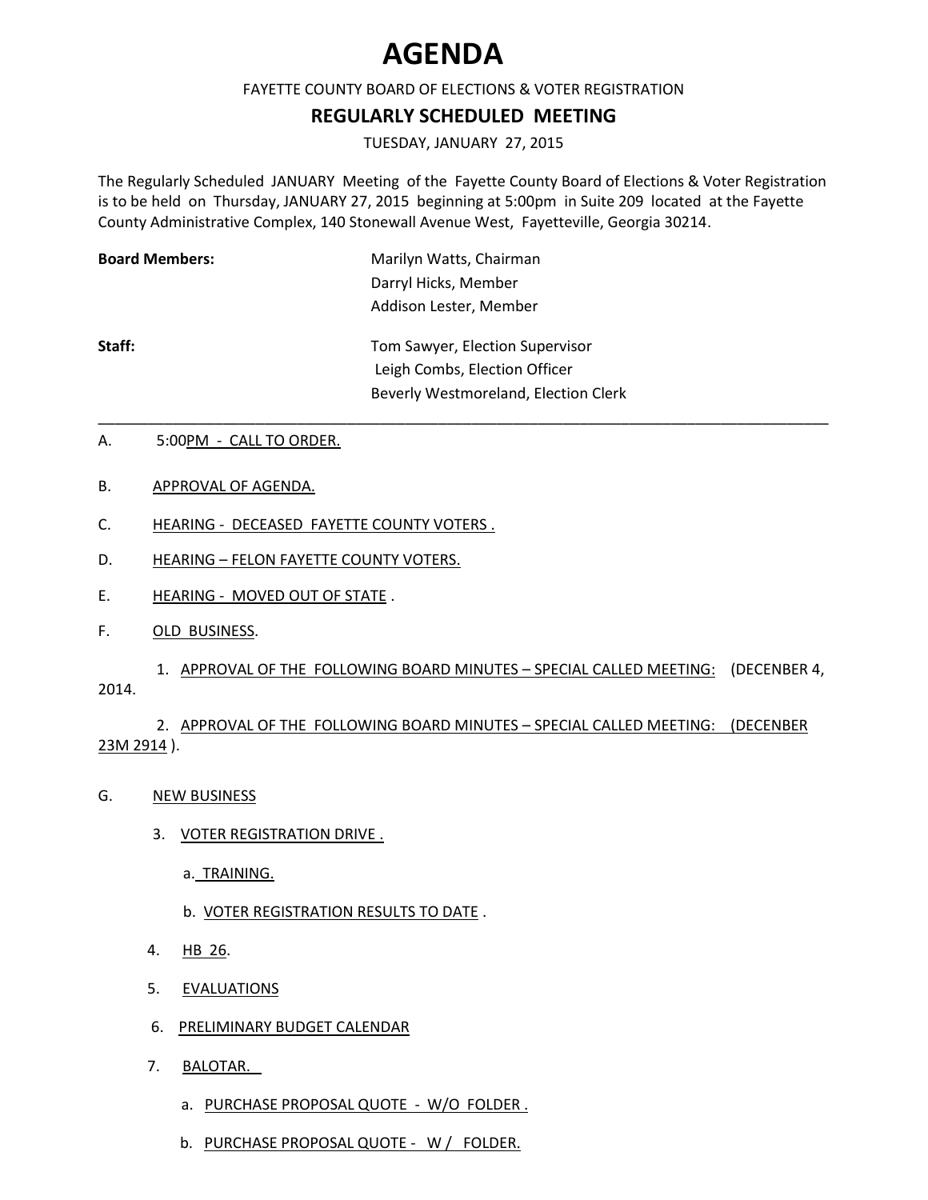# AGENDA

FAYETTE COUNTY BOARD OF ELECTIONS & VOTER REGISTRATION

## REGULARLY SCHEDULED MEETING

TUESDAY, JANUARY 27, 2015

The Regularly Scheduled JANUARY Meeting of the Fayette County Board of Elections & Voter Registration is to be held on Thursday, JANUARY 27, 2015 beginning at 5:00pm in Suite 209 located at the Fayette County Administrative Complex, 140 Stonewall Avenue West, Fayetteville, Georgia 30214.

**Board Members:**
Marilyn Watts, Chairman
Darryl Hicks, Member
Addison Lester, Member

**Staff:**
Tom Sawyer, Election Supervisor
Leigh Combs, Election Officer
Beverly Westmoreland, Election Clerk

---

A. 5:00PM - CALL TO ORDER.

B. APPROVAL OF AGENDA.

C. HEARING - DECEASED FAYETTE COUNTY VOTERS .

D. HEARING – FELON FAYETTE COUNTY VOTERS.

E. HEARING - MOVED OUT OF STATE .

F. OLD BUSINESS.

1. APPROVAL OF THE FOLLOWING BOARD MINUTES – SPECIAL CALLED MEETING: (DECENBER 4, 2014.

2. APPROVAL OF THE FOLLOWING BOARD MINUTES – SPECIAL CALLED MEETING: (DECENBER 23M 2914 ).

G. NEW BUSINESS

3. VOTER REGISTRATION DRIVE .

   a. TRAINING.

   b. VOTER REGISTRATION RESULTS TO DATE .

4. HB 26.

5. EVALUATIONS

6. PRELIMINARY BUDGET CALENDAR

7. BALOTAR.

   a. PURCHASE PROPOSAL QUOTE - W/O FOLDER .

   b. PURCHASE PROPOSAL QUOTE - W / FOLDER.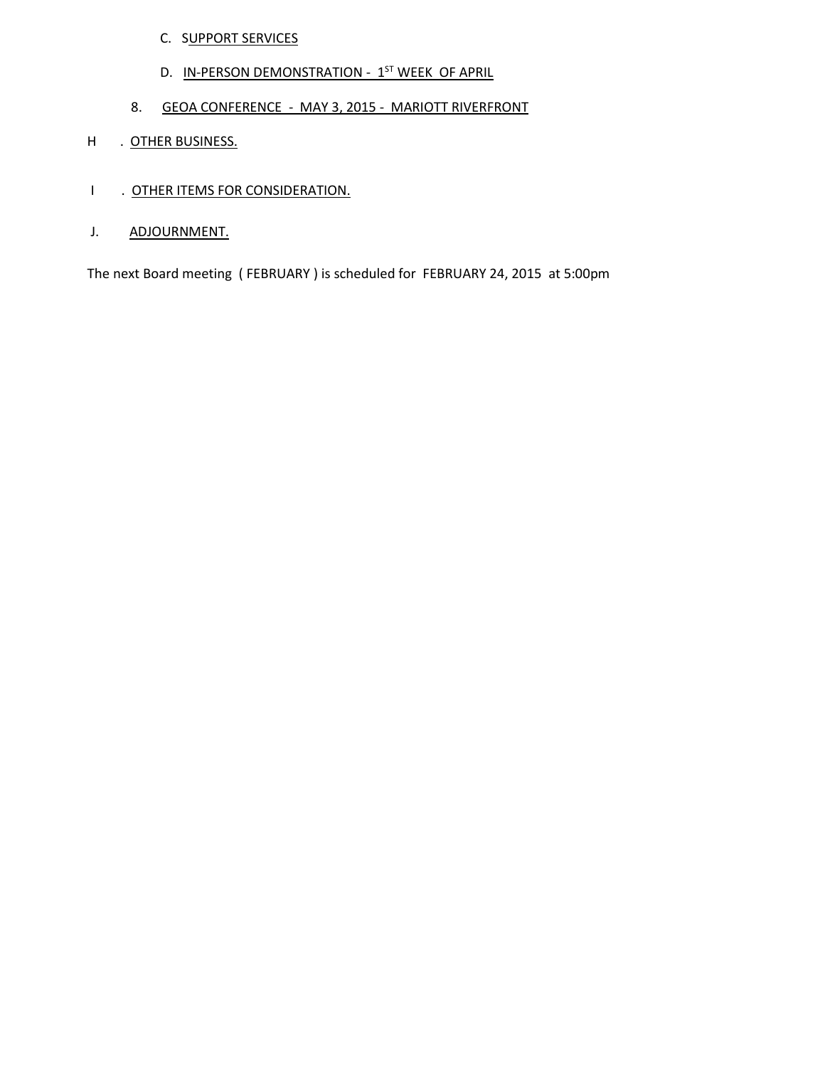C. SUPPORT SERVICES

D. IN-PERSON DEMONSTRATION - 1ST WEEK OF APRIL

8. GEOA CONFERENCE - MAY 3, 2015 - MARIOTT RIVERFRONT

H . OTHER BUSINESS.

I . OTHER ITEMS FOR CONSIDERATION.

J. ADJOURNMENT.

The next Board meeting ( FEBRUARY ) is scheduled for FEBRUARY 24, 2015 at 5:00pm